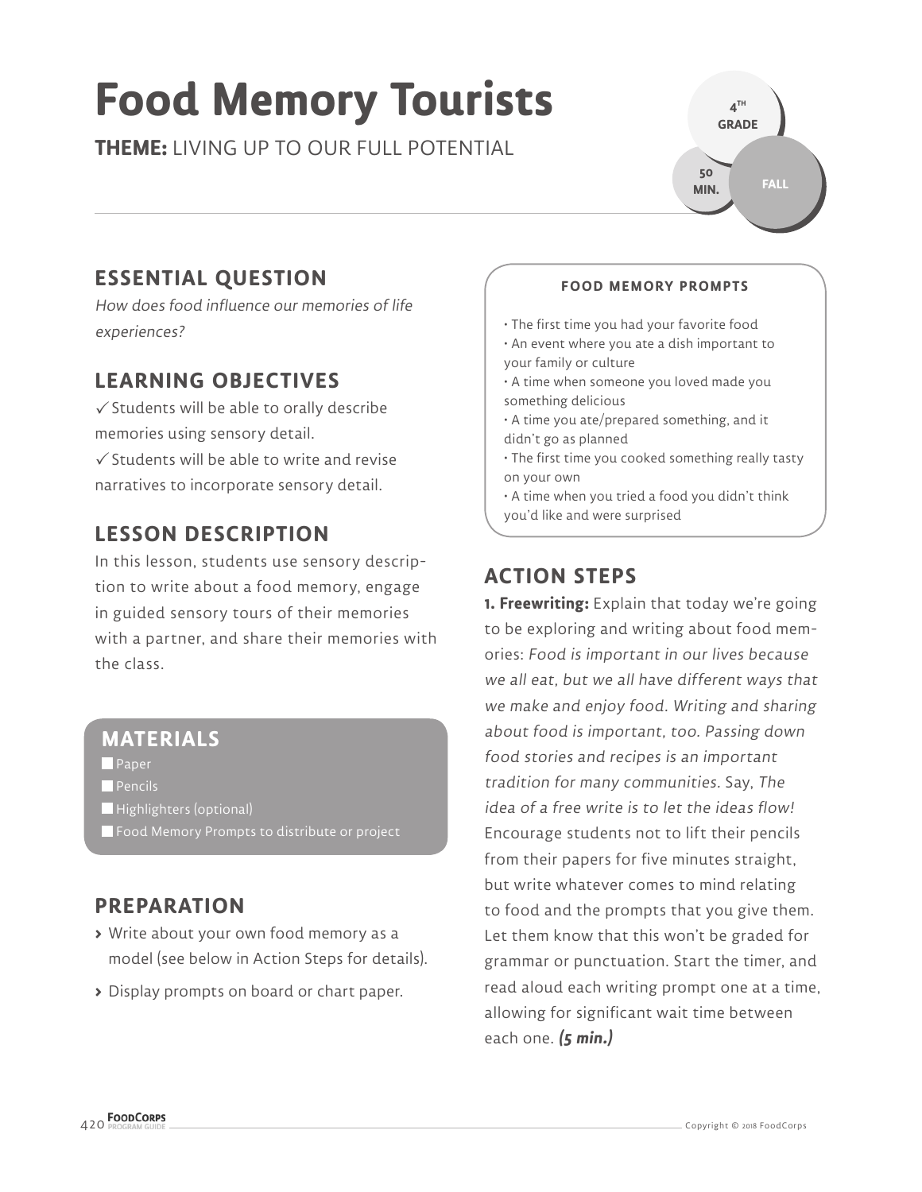# Food Memory Tourists

**THEME:** LIVING UP TO OUR FULL POTENTIAL

4TH GRADE | 50 MIN. | FALL

## ESSENTIAL QUESTION

*How does food influence our memories of life experiences?*

## LEARNING OBJECTIVES

✓ Students will be able to orally describe memories using sensory detail.

✓ Students will be able to write and revise narratives to incorporate sensory detail.

## LESSON DESCRIPTION

In this lesson, students use sensory description to write about a food memory, engage in guided sensory tours of their memories with a partner, and share their memories with the class.

## MATERIALS

- Paper
- Pencils
- Highlighters (optional)
- Food Memory Prompts to distribute or project

## PREPARATION

- Write about your own food memory as a model (see below in Action Steps for details).
- Display prompts on board or chart paper.

### FOOD MEMORY PROMPTS

- The first time you had your favorite food
- An event where you ate a dish important to your family or culture
- A time when someone you loved made you something delicious
- A time you ate/prepared something, and it didn't go as planned
- The first time you cooked something really tasty on your own
- A time when you tried a food you didn't think you'd like and were surprised

## ACTION STEPS

**1. Freewriting:** Explain that today we're going to be exploring and writing about food memories: *Food is important in our lives because we all eat, but we all have different ways that we make and enjoy food. Writing and sharing about food is important, too. Passing down food stories and recipes is an important tradition for many communities.* Say, *The idea of a free write is to let the ideas flow!* Encourage students not to lift their pencils from their papers for five minutes straight, but write whatever comes to mind relating to food and the prompts that you give them. Let them know that this won't be graded for grammar or punctuation. Start the timer, and read aloud each writing prompt one at a time, allowing for significant wait time between each one. ***(5 min.)***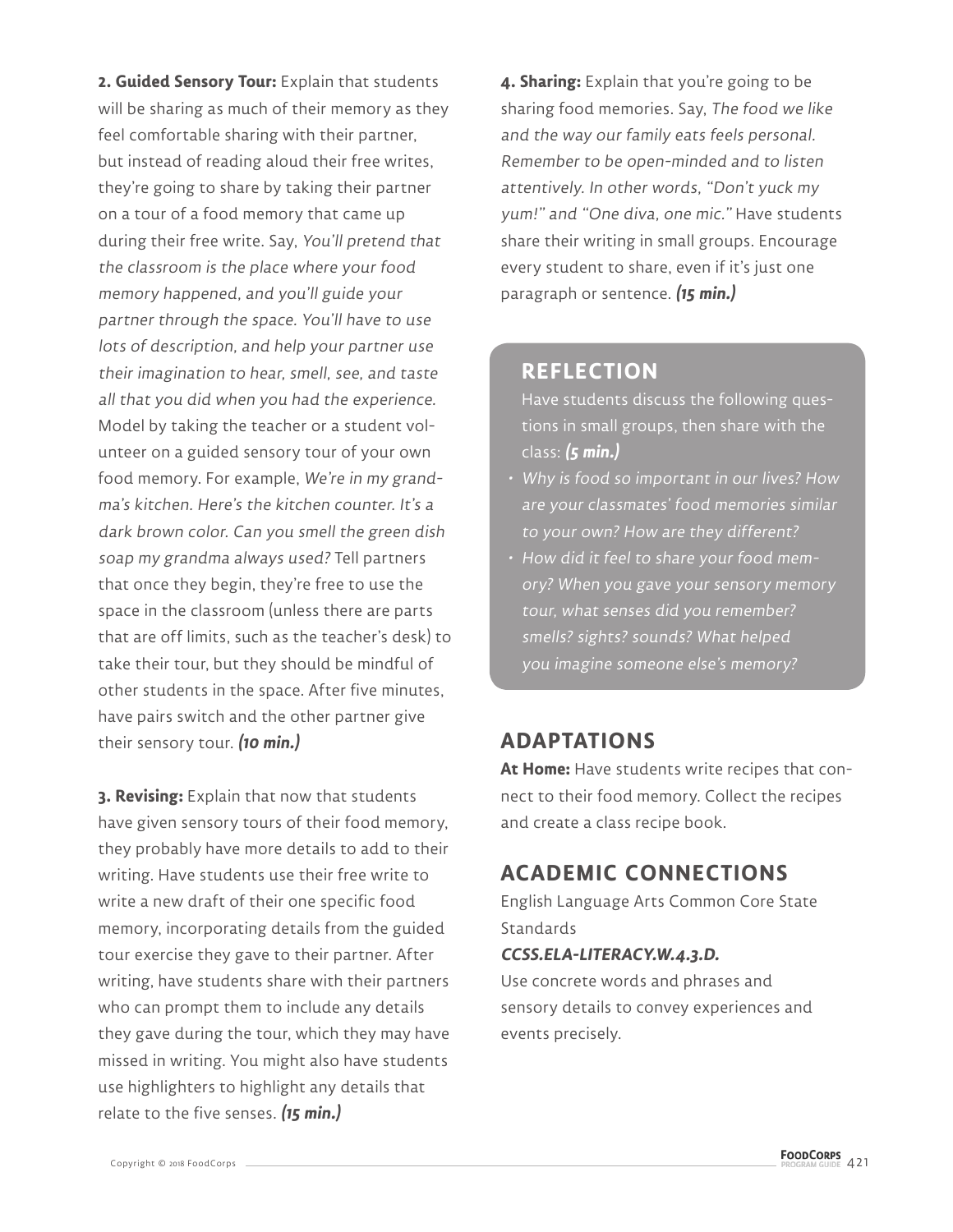**2. Guided Sensory Tour:** Explain that students will be sharing as much of their memory as they feel comfortable sharing with their partner, but instead of reading aloud their free writes, they're going to share by taking their partner on a tour of a food memory that came up during their free write. Say, *You'll pretend that the classroom is the place where your food memory happened, and you'll guide your partner through the space. You'll have to use lots of description, and help your partner use their imagination to hear, smell, see, and taste all that you did when you had the experience.* Model by taking the teacher or a student volunteer on a guided sensory tour of your own food memory. For example, *We're in my grandma's kitchen. Here's the kitchen counter. It's a dark brown color. Can you smell the green dish soap my grandma always used?* Tell partners that once they begin, they're free to use the space in the classroom (unless there are parts that are off limits, such as the teacher's desk) to take their tour, but they should be mindful of other students in the space. After five minutes, have pairs switch and the other partner give their sensory tour. ***(10 min.)***

**3. Revising:** Explain that now that students have given sensory tours of their food memory, they probably have more details to add to their writing. Have students use their free write to write a new draft of their one specific food memory, incorporating details from the guided tour exercise they gave to their partner. After writing, have students share with their partners who can prompt them to include any details they gave during the tour, which they may have missed in writing. You might also have students use highlighters to highlight any details that relate to the five senses. ***(15 min.)***

**4. Sharing:** Explain that you're going to be sharing food memories. Say, *The food we like and the way our family eats feels personal. Remember to be open-minded and to listen attentively. In other words, "Don't yuck my yum!" and "One diva, one mic."* Have students share their writing in small groups. Encourage every student to share, even if it's just one paragraph or sentence. ***(15 min.)***

## REFLECTION

Have students discuss the following questions in small groups, then share with the class: ***(5 min.)***

- *Why is food so important in our lives? How are your classmates' food memories similar to your own? How are they different?*
- *How did it feel to share your food memory? When you gave your sensory memory tour, what senses did you remember? smells? sights? sounds? What helped you imagine someone else's memory?*

## ADAPTATIONS

**At Home:** Have students write recipes that connect to their food memory. Collect the recipes and create a class recipe book.

## ACADEMIC CONNECTIONS

English Language Arts Common Core State Standards

***CCSS.ELA-LITERACY.W.4.3.D.***

Use concrete words and phrases and sensory details to convey experiences and events precisely.